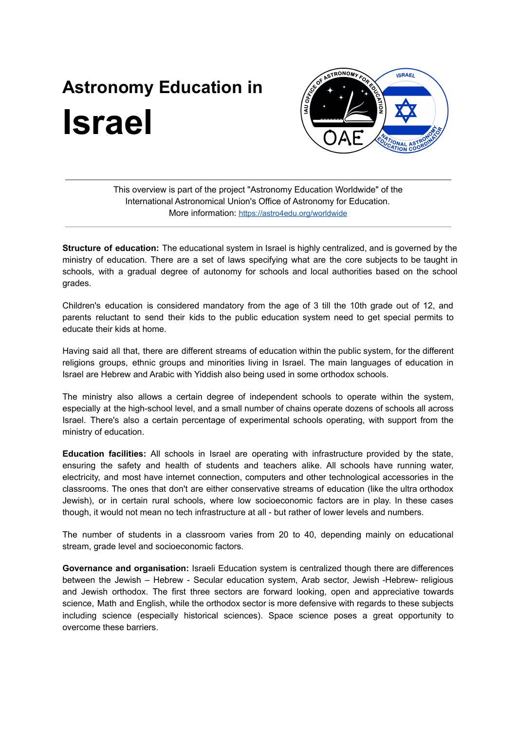# Astronomy Education in Israel

---

This overview is part of the project "Astronomy Education Worldwide" of the International Astronomical Union's Office of Astronomy for Education. More information: https://astro4edu.org/worldwide

---

**Structure of education:** The educational system in Israel is highly centralized, and is governed by the ministry of education. There are a set of laws specifying what are the core subjects to be taught in schools, with a gradual degree of autonomy for schools and local authorities based on the school grades.

Children's education is considered mandatory from the age of 3 till the 10th grade out of 12, and parents reluctant to send their kids to the public education system need to get special permits to educate their kids at home.

Having said all that, there are different streams of education within the public system, for the different religions groups, ethnic groups and minorities living in Israel. The main languages of education in Israel are Hebrew and Arabic with Yiddish also being used in some orthodox schools.

The ministry also allows a certain degree of independent schools to operate within the system, especially at the high-school level, and a small number of chains operate dozens of schools all across Israel. There's also a certain percentage of experimental schools operating, with support from the ministry of education.

**Education facilities:** All schools in Israel are operating with infrastructure provided by the state, ensuring the safety and health of students and teachers alike. All schools have running water, electricity, and most have internet connection, computers and other technological accessories in the classrooms. The ones that don't are either conservative streams of education (like the ultra orthodox Jewish), or in certain rural schools, where low socioeconomic factors are in play. In these cases though, it would not mean no tech infrastructure at all - but rather of lower levels and numbers.

The number of students in a classroom varies from 20 to 40, depending mainly on educational stream, grade level and socioeconomic factors.

**Governance and organisation:** Israeli Education system is centralized though there are differences between the Jewish – Hebrew - Secular education system, Arab sector, Jewish -Hebrew- religious and Jewish orthodox. The first three sectors are forward looking, open and appreciative towards science, Math and English, while the orthodox sector is more defensive with regards to these subjects including science (especially historical sciences). Space science poses a great opportunity to overcome these barriers.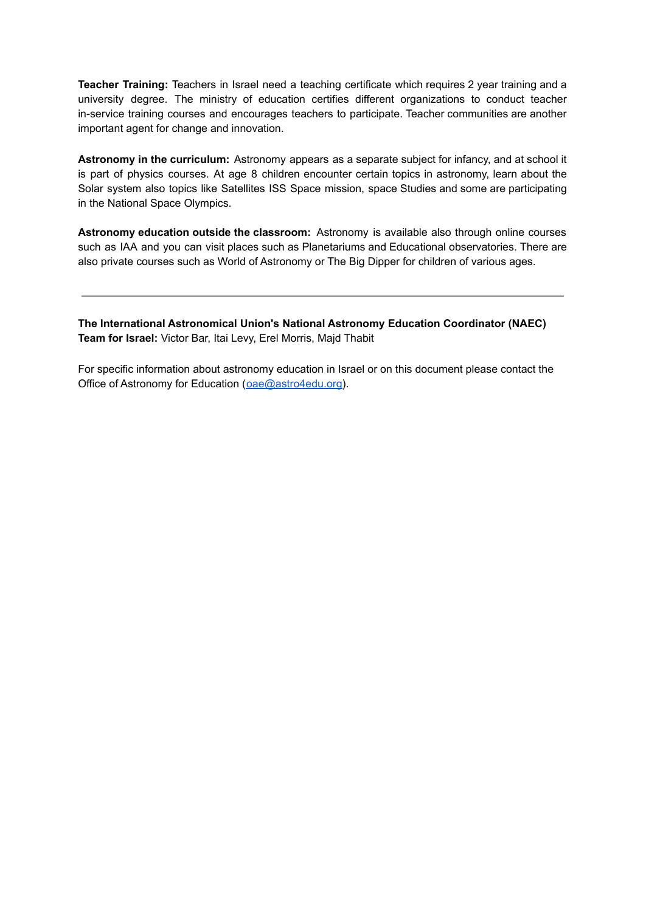**Teacher Training:** Teachers in Israel need a teaching certificate which requires 2 year training and a university degree. The ministry of education certifies different organizations to conduct teacher in-service training courses and encourages teachers to participate. Teacher communities are another important agent for change and innovation.

**Astronomy in the curriculum:** Astronomy appears as a separate subject for infancy, and at school it is part of physics courses. At age 8 children encounter certain topics in astronomy, learn about the Solar system also topics like Satellites ISS Space mission, space Studies and some are participating in the National Space Olympics.

**Astronomy education outside the classroom:** Astronomy is available also through online courses such as IAA and you can visit places such as Planetariums and Educational observatories. There are also private courses such as World of Astronomy or The Big Dipper for children of various ages.

---

**The International Astronomical Union's National Astronomy Education Coordinator (NAEC) Team for Israel:** Victor Bar, Itai Levy, Erel Morris, Majd Thabit

For specific information about astronomy education in Israel or on this document please contact the Office of Astronomy for Education ([oae@astro4edu.org](mailto:oae@astro4edu.org)).